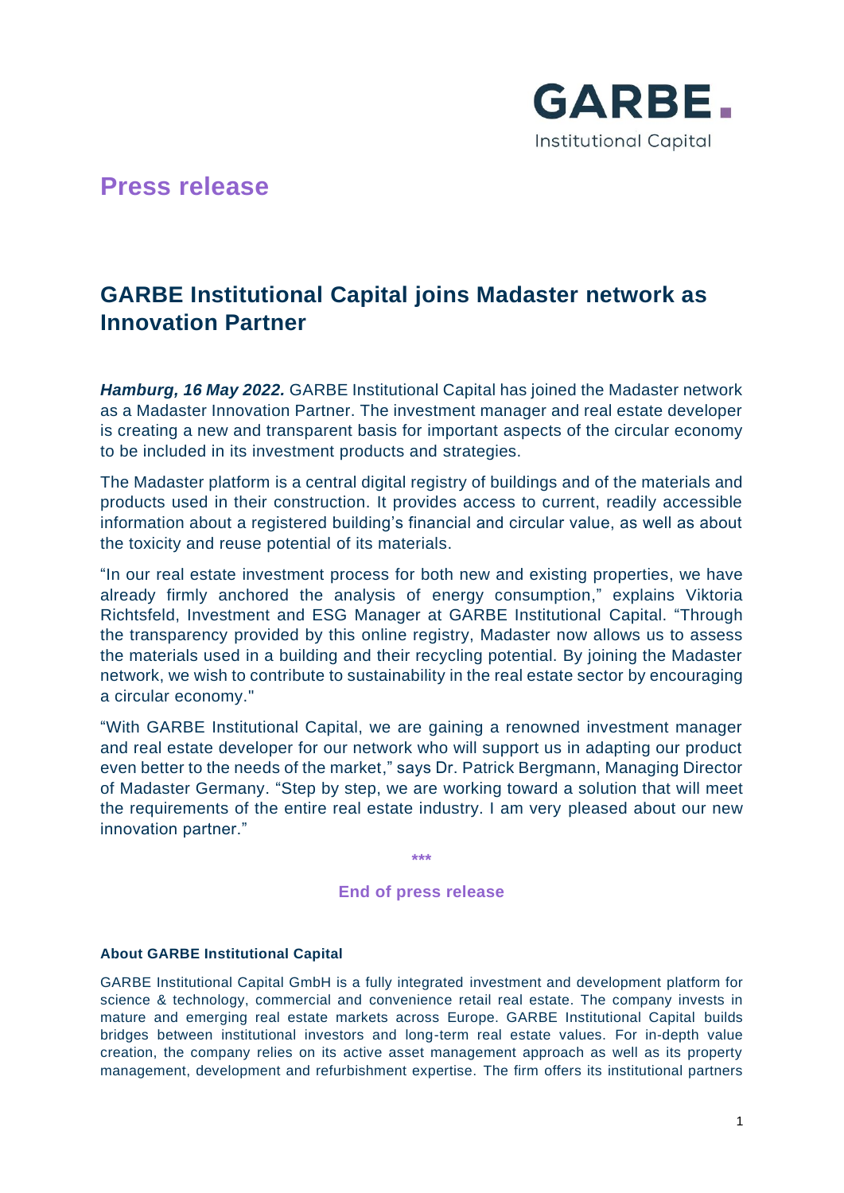GARBE.
Institutional Capital

# Press release

## GARBE Institutional Capital joins Madaster network as Innovation Partner

***Hamburg, 16 May 2022.*** GARBE Institutional Capital has joined the Madaster network as a Madaster Innovation Partner. The investment manager and real estate developer is creating a new and transparent basis for important aspects of the circular economy to be included in its investment products and strategies.

The Madaster platform is a central digital registry of buildings and of the materials and products used in their construction. It provides access to current, readily accessible information about a registered building's financial and circular value, as well as about the toxicity and reuse potential of its materials.

"In our real estate investment process for both new and existing properties, we have already firmly anchored the analysis of energy consumption," explains Viktoria Richtsfeld, Investment and ESG Manager at GARBE Institutional Capital. "Through the transparency provided by this online registry, Madaster now allows us to assess the materials used in a building and their recycling potential. By joining the Madaster network, we wish to contribute to sustainability in the real estate sector by encouraging a circular economy."

"With GARBE Institutional Capital, we are gaining a renowned investment manager and real estate developer for our network who will support us in adapting our product even better to the needs of the market," says Dr. Patrick Bergmann, Managing Director of Madaster Germany. "Step by step, we are working toward a solution that will meet the requirements of the entire real estate industry. I am very pleased about our new innovation partner."

***

**End of press release**

**About GARBE Institutional Capital**

GARBE Institutional Capital GmbH is a fully integrated investment and development platform for science & technology, commercial and convenience retail real estate. The company invests in mature and emerging real estate markets across Europe. GARBE Institutional Capital builds bridges between institutional investors and long-term real estate values. For in-depth value creation, the company relies on its active asset management approach as well as its property management, development and refurbishment expertise. The firm offers its institutional partners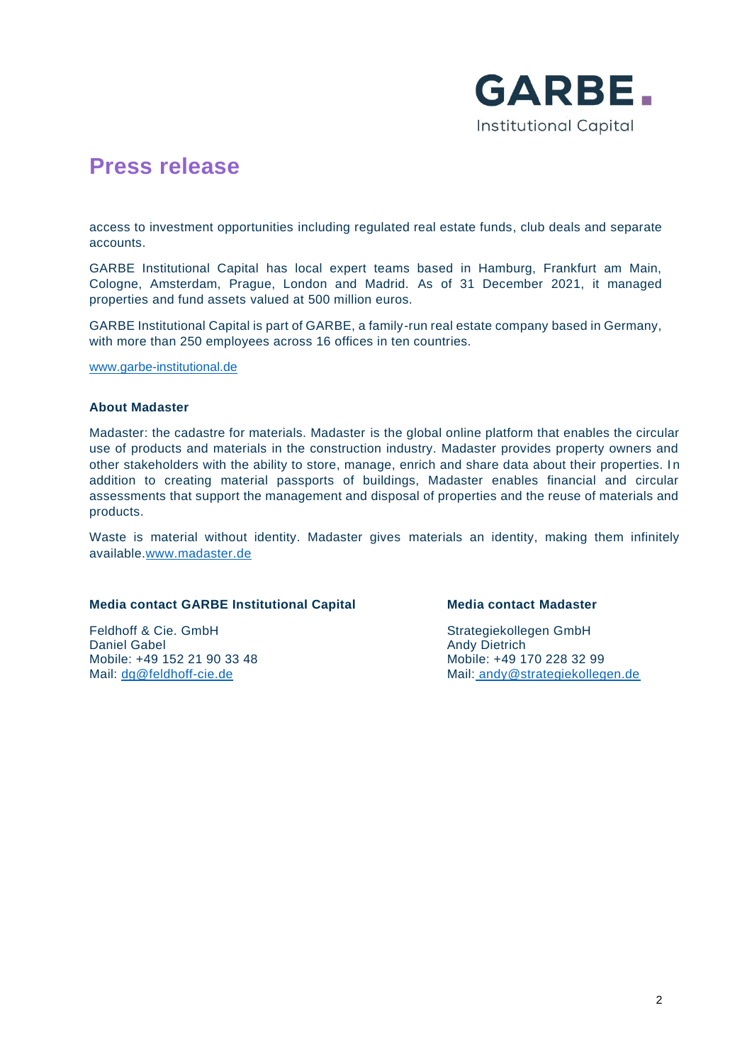access to investment opportunities including regulated real estate funds, club deals and separate accounts.

GARBE Institutional Capital has local expert teams based in Hamburg, Frankfurt am Main, Cologne, Amsterdam, Prague, London and Madrid. As of 31 December 2021, it managed properties and fund assets valued at 500 million euros.

GARBE Institutional Capital is part of GARBE, a family-run real estate company based in Germany, with more than 250 employees across 16 offices in ten countries.

www.garbe-institutional.de

**About Madaster**

Madaster: the cadastre for materials. Madaster is the global online platform that enables the circular use of products and materials in the construction industry. Madaster provides property owners and other stakeholders with the ability to store, manage, enrich and share data about their properties. In addition to creating material passports of buildings, Madaster enables financial and circular assessments that support the management and disposal of properties and the reuse of materials and products.

Waste is material without identity. Madaster gives materials an identity, making them infinitely available.www.madaster.de

**Media contact GARBE Institutional Capital**

Feldhoff & Cie. GmbH
Daniel Gabel
Mobile: +49 152 21 90 33 48
Mail: dg@feldhoff-cie.de

**Media contact Madaster**

Strategiekollegen GmbH
Andy Dietrich
Mobile: +49 170 228 32 99
Mail: andy@strategiekollegen.de